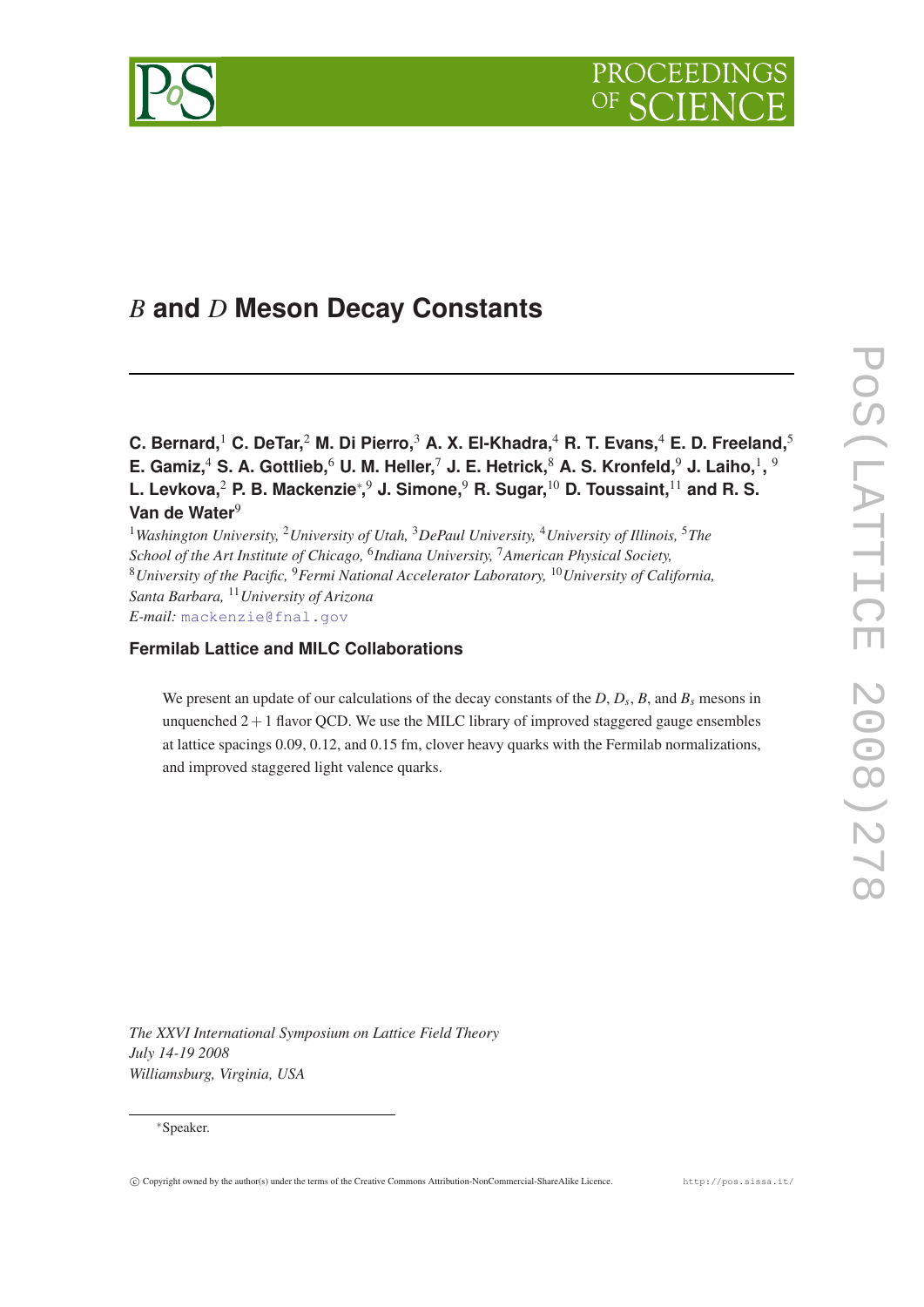# $B$ and $D$ Meson Decay Constants

**C. Bernard,**[1] **C. DeTar,**[2] **M. Di Pierro,**[3] **A. X. El-Khadra,**[4] **R. T. Evans,**[4] **E. D. Freeland,**[5] **E. Gamiz,**[4] **S. A. Gottlieb,**[6] **U. M. Heller,**[7] **J. E. Hetrick,**[8] **A. S. Kronfeld,**[9] **J. Laiho,**[1], [9] **L. Levkova,**[2] **P. B. Mackenzie**[∗],[9] **J. Simone,**[9] **R. Sugar,**[10] **D. Toussaint,**[11] **and R. S. Van de Water**[9]

[1] *Washington University,* [2] *University of Utah,* [3] *DePaul University,* [4] *University of Illinois,* [5] *The School of the Art Institute of Chicago,* [6] *Indiana University,* [7] *American Physical Society,* [8] *University of the Pacific,* [9] *Fermi National Accelerator Laboratory,* [10] *University of California, Santa Barbara,* [11] *University of Arizona*

*E-mail:* mackenzie@fnal.gov

**Fermilab Lattice and MILC Collaborations**

We present an update of our calculations of the decay constants of the $D$, $D_s$, $B$, and $B_s$ mesons in unquenched $2+1$ flavor QCD. We use the MILC library of improved staggered gauge ensembles at lattice spacings 0.09, 0.12, and 0.15 fm, clover heavy quarks with the Fermilab normalizations, and improved staggered light valence quarks.

*The XXVI International Symposium on Lattice Field Theory*
*July 14-19 2008*
*Williamsburg, Virginia, USA*

[∗]Speaker.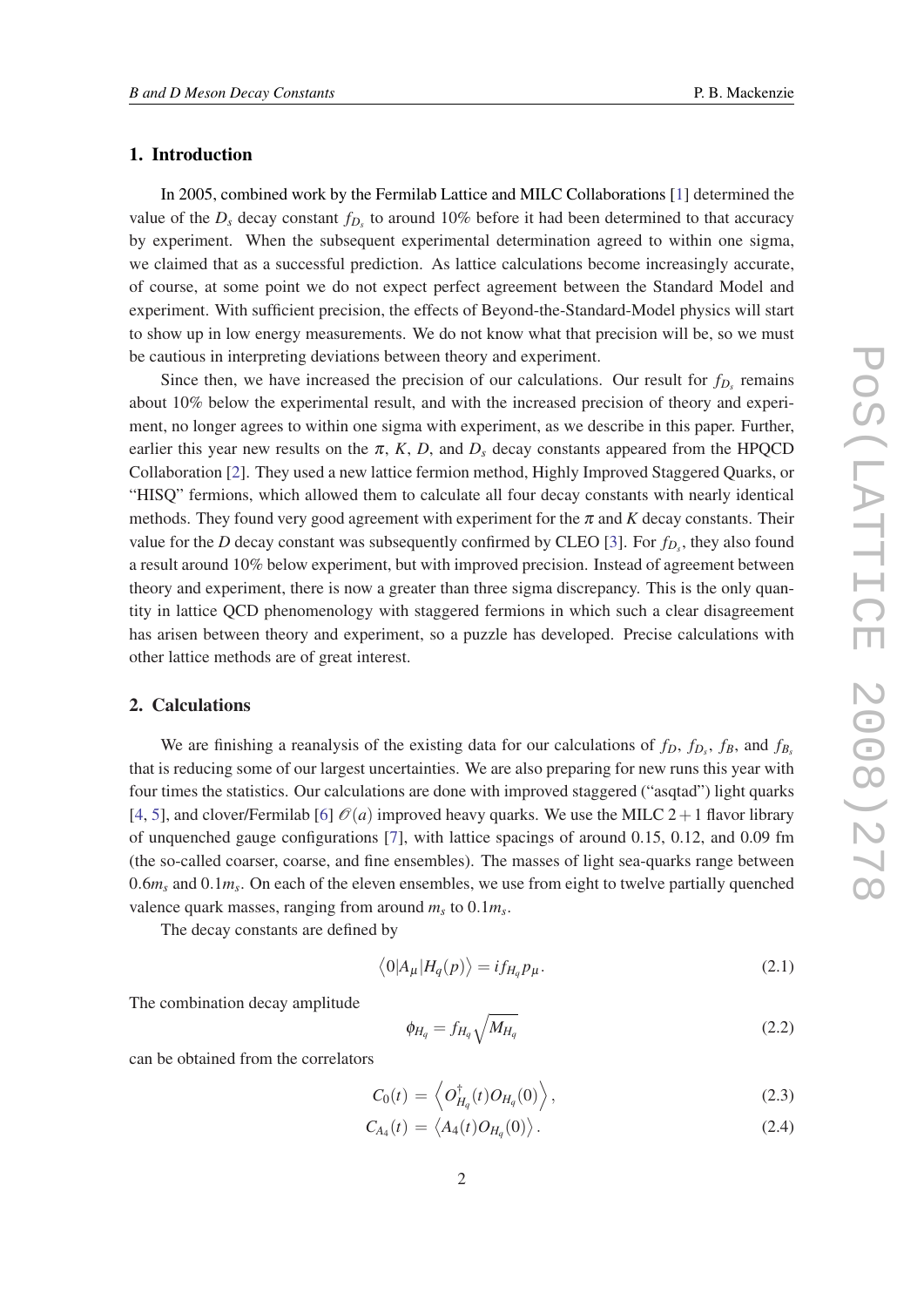## 1. Introduction

In 2005, combined work by the Fermilab Lattice and MILC Collaborations [1] determined the value of the $D_s$ decay constant $f_{D_s}$ to around 10% before it had been determined to that accuracy by experiment. When the subsequent experimental determination agreed to within one sigma, we claimed that as a successful prediction. As lattice calculations become increasingly accurate, of course, at some point we do not expect perfect agreement between the Standard Model and experiment. With sufficient precision, the effects of Beyond-the-Standard-Model physics will start to show up in low energy measurements. We do not know what that precision will be, so we must be cautious in interpreting deviations between theory and experiment.

Since then, we have increased the precision of our calculations. Our result for $f_{D_s}$ remains about 10% below the experimental result, and with the increased precision of theory and experiment, no longer agrees to within one sigma with experiment, as we describe in this paper. Further, earlier this year new results on the $\pi$, $K$, $D$, and $D_s$ decay constants appeared from the HPQCD Collaboration [2]. They used a new lattice fermion method, Highly Improved Staggered Quarks, or "HISQ" fermions, which allowed them to calculate all four decay constants with nearly identical methods. They found very good agreement with experiment for the $\pi$ and $K$ decay constants. Their value for the $D$ decay constant was subsequently confirmed by CLEO [3]. For $f_{D_s}$, they also found a result around 10% below experiment, but with improved precision. Instead of agreement between theory and experiment, there is now a greater than three sigma discrepancy. This is the only quantity in lattice QCD phenomenology with staggered fermions in which such a clear disagreement has arisen between theory and experiment, so a puzzle has developed. Precise calculations with other lattice methods are of great interest.

## 2. Calculations

We are finishing a reanalysis of the existing data for our calculations of $f_D$, $f_{D_s}$, $f_B$, and $f_{B_s}$ that is reducing some of our largest uncertainties. We are also preparing for new runs this year with four times the statistics. Our calculations are done with improved staggered ("asqtad") light quarks [4, 5], and clover/Fermilab [6] $\mathcal{O}(a)$ improved heavy quarks. We use the MILC $2+1$ flavor library of unquenched gauge configurations [7], with lattice spacings of around 0.15, 0.12, and 0.09 fm (the so-called coarser, coarse, and fine ensembles). The masses of light sea-quarks range between $0.6m_s$ and $0.1m_s$. On each of the eleven ensembles, we use from eight to twelve partially quenched valence quark masses, ranging from around $m_s$ to $0.1m_s$.

The decay constants are defined by

$$\langle 0|A_\mu|H_q(p)\rangle = if_{H_q}p_\mu. \tag{2.1}$$

The combination decay amplitude

$$\phi_{H_q} = f_{H_q}\sqrt{M_{H_q}} \tag{2.2}$$

can be obtained from the correlators

$$C_0(t) = \left\langle O^\dagger_{H_q}(t)O_{H_q}(0)\right\rangle, \tag{2.3}$$

$$C_{A_4}(t) = \left\langle A_4(t)O_{H_q}(0)\right\rangle. \tag{2.4}$$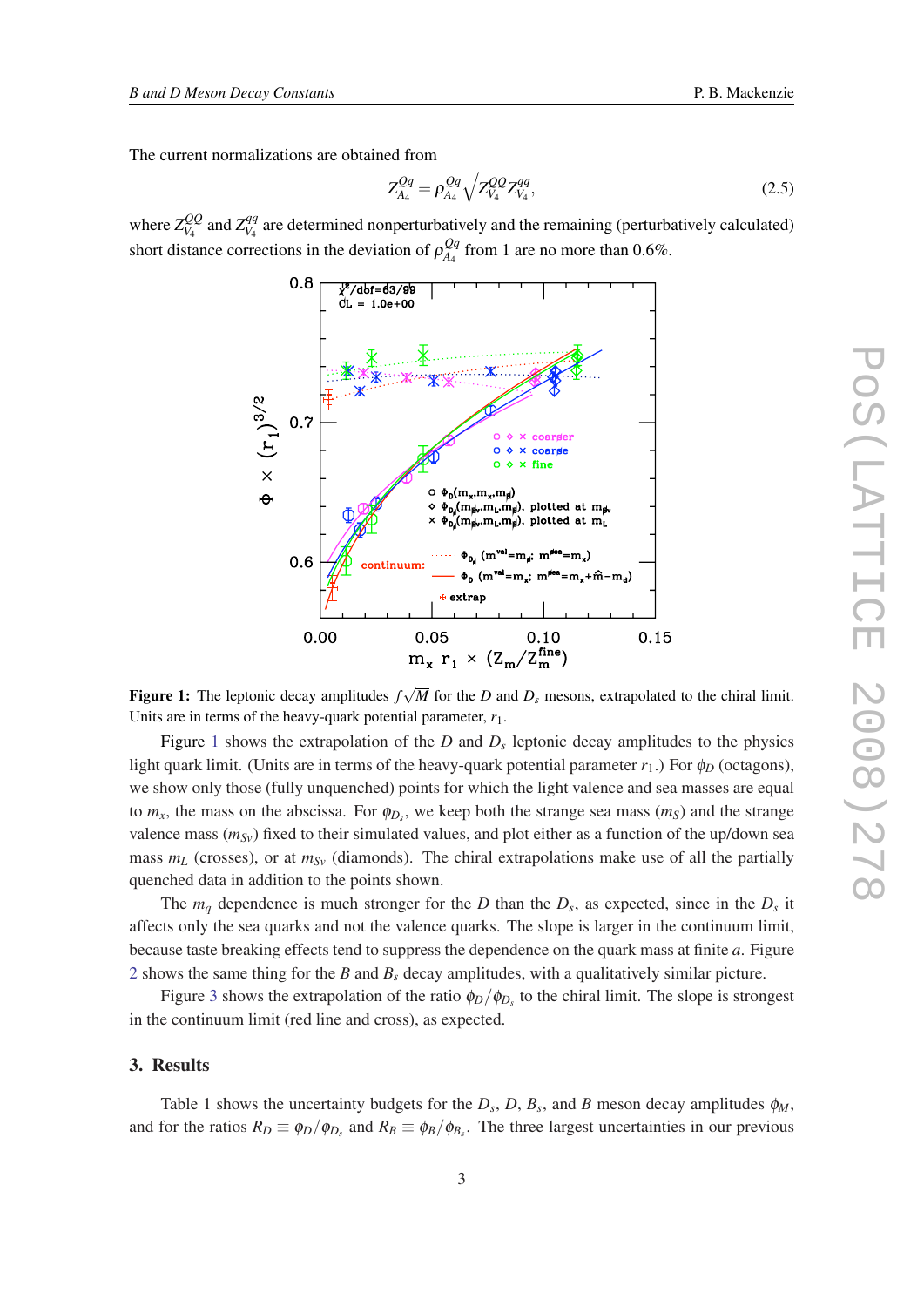The current normalizations are obtained from

$$Z_{A_4}^{Qq} = \rho_{A_4}^{Qq} \sqrt{Z_{V_4}^{QQ} Z_{V_4}^{qq}}, \tag{2.5}$$

where $Z_{V_4}^{QQ}$ and $Z_{V_4}^{qq}$ are determined nonperturbatively and the remaining (perturbatively calculated) short distance corrections in the deviation of $\rho_{A_4}^{Qq}$ from 1 are no more than 0.6%.

**Figure 1:** The leptonic decay amplitudes $f\sqrt{M}$ for the $D$ and $D_s$ mesons, extrapolated to the chiral limit. Units are in terms of the heavy-quark potential parameter, $r_1$.

Figure 1 shows the extrapolation of the $D$ and $D_s$ leptonic decay amplitudes to the physics light quark limit. (Units are in terms of the heavy-quark potential parameter $r_1$.) For $\phi_D$ (octagons), we show only those (fully unquenched) points for which the light valence and sea masses are equal to $m_x$, the mass on the abscissa. For $\phi_{D_s}$, we keep both the strange sea mass ($m_S$) and the strange valence mass ($m_{S_V}$) fixed to their simulated values, and plot either as a function of the up/down sea mass $m_L$ (crosses), or at $m_{S_V}$ (diamonds). The chiral extrapolations make use of all the partially quenched data in addition to the points shown.

The $m_q$ dependence is much stronger for the $D$ than the $D_s$, as expected, since in the $D_s$ it affects only the sea quarks and not the valence quarks. The slope is larger in the continuum limit, because taste breaking effects tend to suppress the dependence on the quark mass at finite $a$. Figure 2 shows the same thing for the $B$ and $B_s$ decay amplitudes, with a qualitatively similar picture.

Figure 3 shows the extrapolation of the ratio $\phi_D/\phi_{D_s}$ to the chiral limit. The slope is strongest in the continuum limit (red line and cross), as expected.

## 3. Results

Table 1 shows the uncertainty budgets for the $D_s$, $D$, $B_s$, and $B$ meson decay amplitudes $\phi_M$, and for the ratios $R_D \equiv \phi_D/\phi_{D_s}$ and $R_B \equiv \phi_B/\phi_{B_s}$. The three largest uncertainties in our previous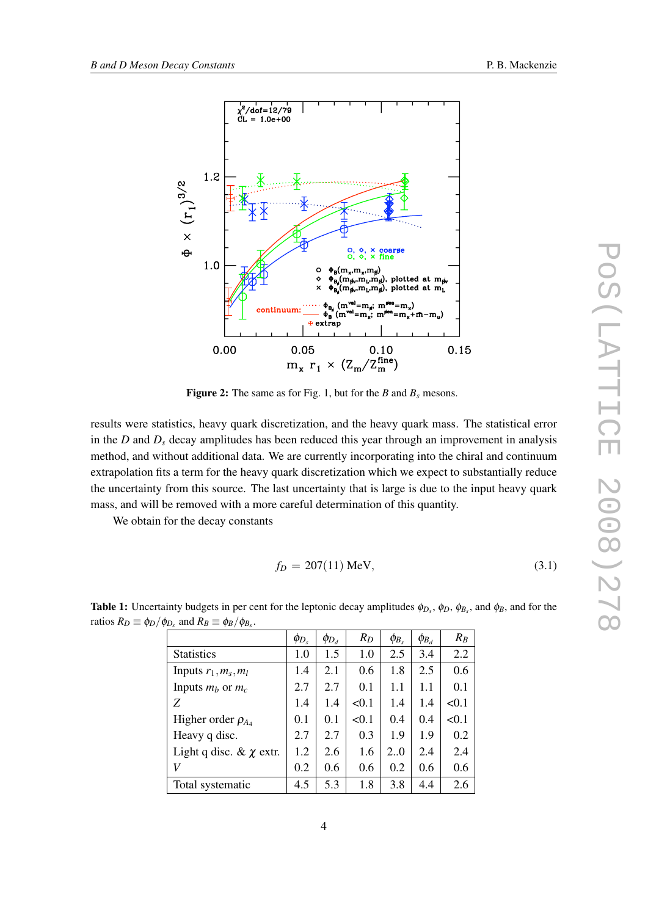**Figure 2:** The same as for Fig. 1, but for the $B$ and $B_s$ mesons.

results were statistics, heavy quark discretization, and the heavy quark mass. The statistical error in the $D$ and $D_s$ decay amplitudes has been reduced this year through an improvement in analysis method, and without additional data. We are currently incorporating into the chiral and continuum extrapolation fits a term for the heavy quark discretization which we expect to substantially reduce the uncertainty from this source. The last uncertainty that is large is due to the input heavy quark mass, and will be removed with a more careful determination of this quantity.

We obtain for the decay constants

$$f_D = 207(11)\ \text{MeV}, \tag{3.1}$$

**Table 1:** Uncertainty budgets in per cent for the leptonic decay amplitudes $\phi_{D_s}$, $\phi_D$, $\phi_{B_s}$, and $\phi_B$, and for the ratios $R_D \equiv \phi_D/\phi_{D_s}$ and $R_B \equiv \phi_B/\phi_{B_s}$.

| | $\phi_{D_s}$ | $\phi_{D_d}$ | $R_D$ | $\phi_{B_s}$ | $\phi_{B_d}$ | $R_B$ |
|---|---|---|---|---|---|---|
| Statistics | 1.0 | 1.5 | 1.0 | 2.5 | 3.4 | 2.2 |
| Inputs $r_1, m_s, m_l$ | 1.4 | 2.1 | 0.6 | 1.8 | 2.5 | 0.6 |
| Inputs $m_b$ or $m_c$ | 2.7 | 2.7 | 0.1 | 1.1 | 1.1 | 0.1 |
| $Z$ | 1.4 | 1.4 | <0.1 | 1.4 | 1.4 | <0.1 |
| Higher order $\rho_{A_4}$ | 0.1 | 0.1 | <0.1 | 0.4 | 0.4 | <0.1 |
| Heavy q disc. | 2.7 | 2.7 | 0.3 | 1.9 | 1.9 | 0.2 |
| Light q disc. & $\chi$ extr. | 1.2 | 2.6 | 1.6 | 2..0 | 2.4 | 2.4 |
| $V$ | 0.2 | 0.6 | 0.6 | 0.2 | 0.6 | 0.6 |
| Total systematic | 4.5 | 5.3 | 1.8 | 3.8 | 4.4 | 2.6 |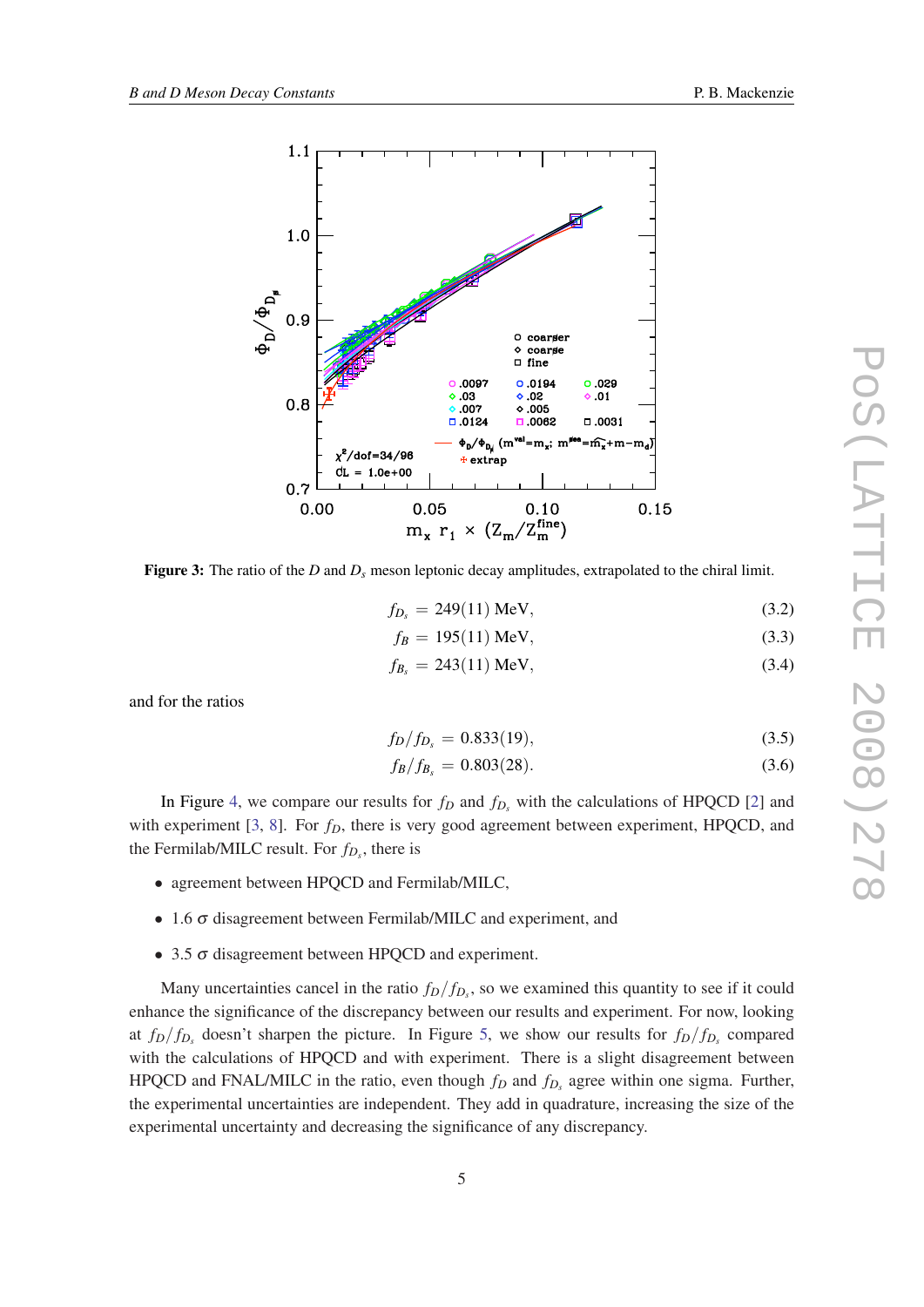Figure 3: The ratio of the $D$ and $D_s$ meson leptonic decay amplitudes, extrapolated to the chiral limit.

$$f_{D_s} = 249(11)\ \text{MeV}, \tag{3.2}$$

$$f_B = 195(11)\ \text{MeV}, \tag{3.3}$$

$$f_{B_s} = 243(11)\ \text{MeV}, \tag{3.4}$$

and for the ratios

$$f_D/f_{D_s} = 0.833(19), \tag{3.5}$$

$$f_B/f_{B_s} = 0.803(28). \tag{3.6}$$

In Figure 4, we compare our results for $f_D$ and $f_{D_s}$ with the calculations of HPQCD [2] and with experiment [3, 8]. For $f_D$, there is very good agreement between experiment, HPQCD, and the Fermilab/MILC result. For $f_{D_s}$, there is

- agreement between HPQCD and Fermilab/MILC,
- 1.6 $\sigma$ disagreement between Fermilab/MILC and experiment, and
- 3.5 $\sigma$ disagreement between HPQCD and experiment.

Many uncertainties cancel in the ratio $f_D/f_{D_s}$, so we examined this quantity to see if it could enhance the significance of the discrepancy between our results and experiment. For now, looking at $f_D/f_{D_s}$ doesn't sharpen the picture. In Figure 5, we show our results for $f_D/f_{D_s}$ compared with the calculations of HPQCD and with experiment. There is a slight disagreement between HPQCD and FNAL/MILC in the ratio, even though $f_D$ and $f_{D_s}$ agree within one sigma. Further, the experimental uncertainties are independent. They add in quadrature, increasing the size of the experimental uncertainty and decreasing the significance of any discrepancy.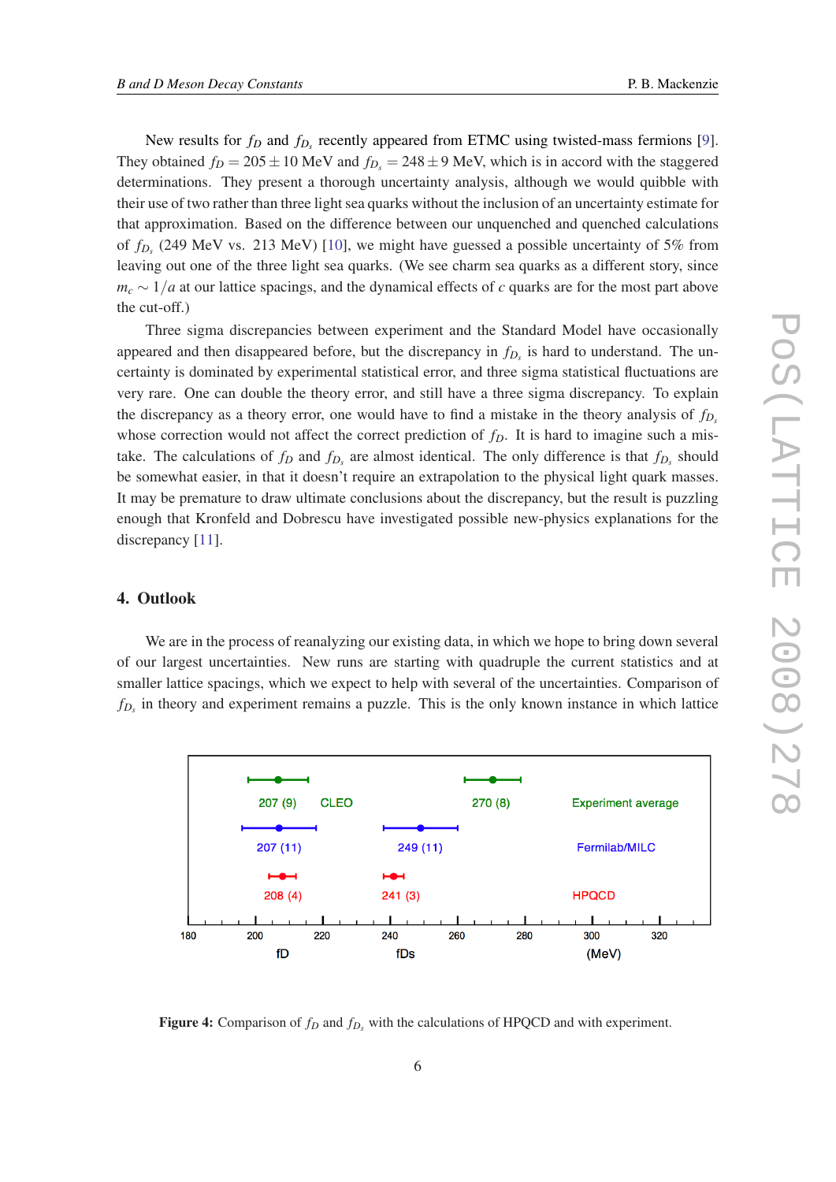New results for $f_D$ and $f_{D_s}$ recently appeared from ETMC using twisted-mass fermions [9]. They obtained $f_D = 205 \pm 10$ MeV and $f_{D_s} = 248 \pm 9$ MeV, which is in accord with the staggered determinations. They present a thorough uncertainty analysis, although we would quibble with their use of two rather than three light sea quarks without the inclusion of an uncertainty estimate for that approximation. Based on the difference between our unquenched and quenched calculations of $f_{D_s}$ (249 MeV vs. 213 MeV) [10], we might have guessed a possible uncertainty of 5% from leaving out one of the three light sea quarks. (We see charm sea quarks as a different story, since $m_c \sim 1/a$ at our lattice spacings, and the dynamical effects of $c$ quarks are for the most part above the cut-off.)

Three sigma discrepancies between experiment and the Standard Model have occasionally appeared and then disappeared before, but the discrepancy in $f_{D_s}$ is hard to understand. The uncertainty is dominated by experimental statistical error, and three sigma statistical fluctuations are very rare. One can double the theory error, and still have a three sigma discrepancy. To explain the discrepancy as a theory error, one would have to find a mistake in the theory analysis of $f_{D_s}$ whose correction would not affect the correct prediction of $f_D$. It is hard to imagine such a mistake. The calculations of $f_D$ and $f_{D_s}$ are almost identical. The only difference is that $f_{D_s}$ should be somewhat easier, in that it doesn't require an extrapolation to the physical light quark masses. It may be premature to draw ultimate conclusions about the discrepancy, but the result is puzzling enough that Kronfeld and Dobrescu have investigated possible new-physics explanations for the discrepancy [11].

## 4. Outlook

We are in the process of reanalyzing our existing data, in which we hope to bring down several of our largest uncertainties. New runs are starting with quadruple the current statistics and at smaller lattice spacings, which we expect to help with several of the uncertainties. Comparison of $f_{D_s}$ in theory and experiment remains a puzzle. This is the only known instance in which lattice

**Figure 4:** Comparison of $f_D$ and $f_{D_s}$ with the calculations of HPQCD and with experiment.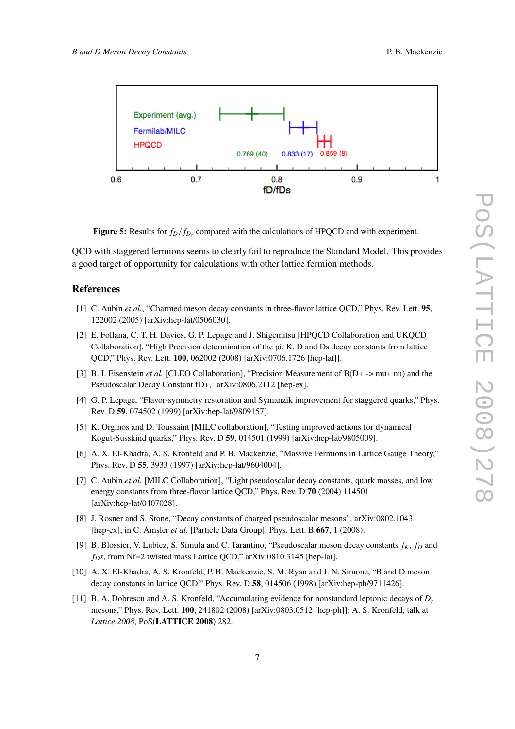Experiment (avg.)

Fermilab/MILC

HPQCD

0.769 (40)

0.833 (17)

0.859 (8)

0.6

0.7

0.8

0.9

1

fD/fDs

**Figure 5:** Results for $f_D/f_{D_s}$ compared with the calculations of HPQCD and with experiment.

QCD with staggered fermions seems to clearly fail to reproduce the Standard Model. This provides a good target of opportunity for calculations with other lattice fermion methods.

## References

[1] C. Aubin *et al.*, "Charmed meson decay constants in three-flavor lattice QCD," Phys. Rev. Lett. **95**, 122002 (2005) [arXiv:hep-lat/0506030].

[2] E. Follana, C. T. H. Davies, G. P. Lepage and J. Shigemitsu [HPQCD Collaboration and UKQCD Collaboration], "High Precision determination of the pi, K, D and Ds decay constants from lattice QCD," Phys. Rev. Lett. **100**, 062002 (2008) [arXiv:0706.1726 [hep-lat]].

[3] B. I. Eisenstein *et al.* [CLEO Collaboration], "Precision Measurement of B(D+ -> mu+ nu) and the Pseudoscalar Decay Constant fD+," arXiv:0806.2112 [hep-ex].

[4] G. P. Lepage, "Flavor-symmetry restoration and Symanzik improvement for staggered quarks," Phys. Rev. D **59**, 074502 (1999) [arXiv:hep-lat/9809157].

[5] K. Orginos and D. Toussaint [MILC collaboration], "Testing improved actions for dynamical Kogut-Susskind quarks," Phys. Rev. D **59**, 014501 (1999) [arXiv:hep-lat/9805009].

[6] A. X. El-Khadra, A. S. Kronfeld and P. B. Mackenzie, "Massive Fermions in Lattice Gauge Theory," Phys. Rev. D **55**, 3933 (1997) [arXiv:hep-lat/9604004].

[7] C. Aubin *et al.* [MILC Collaboration], "Light pseudoscalar decay constants, quark masses, and low energy constants from three-flavor lattice QCD," Phys. Rev. D **70** (2004) 114501 [arXiv:hep-lat/0407028].

[8] J. Rosner and S. Stone, "Decay constants of charged pseudoscalar mesons", arXiv:0802.1043 [hep-ex], in C. Amsler *et al.* [Particle Data Group], Phys. Lett. B **667**, 1 (2008).

[9] B. Blossier, V. Lubicz, S. Simula and C. Tarantino, "Pseudoscalar meson decay constants $f_K$, $f_D$ and $f_{Ds}$, from Nf=2 twisted mass Lattice QCD," arXiv:0810.3145 [hep-lat].

[10] A. X. El-Khadra, A. S. Kronfeld, P. B. Mackenzie, S. M. Ryan and J. N. Simone, "B and D meson decay constants in lattice QCD," Phys. Rev. D **58**, 014506 (1998) [arXiv:hep-ph/9711426].

[11] B. A. Dobrescu and A. S. Kronfeld, "Accumulating evidence for nonstandard leptonic decays of $D_s$ mesons," Phys. Rev. Lett. **100**, 241802 (2008) [arXiv:0803.0512 [hep-ph]]; A. S. Kronfeld, talk at *Lattice 2008*, PoS(**LATTICE 2008**) 282.